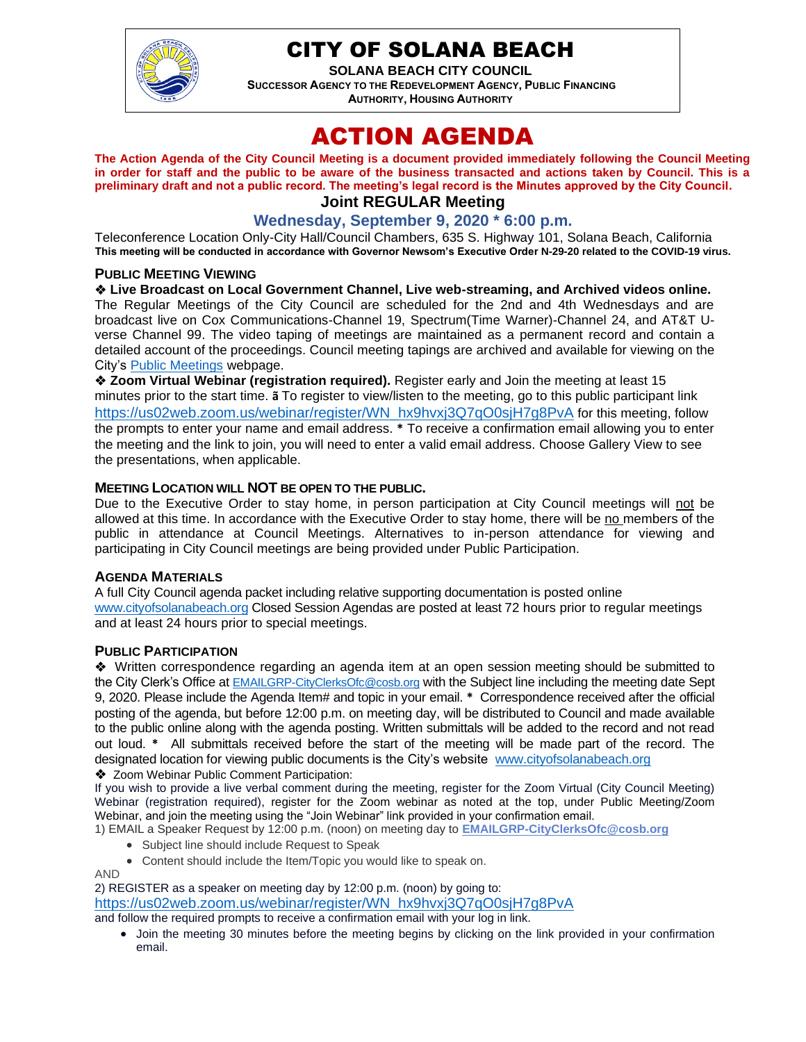# CITY OF SOLANA BEACH

**SOLANA BEACH CITY COUNCIL**
**SUCCESSOR AGENCY TO THE REDEVELOPMENT AGENCY, PUBLIC FINANCING AUTHORITY, HOUSING AUTHORITY**

# ACTION AGENDA

**The Action Agenda of the City Council Meeting is a document provided immediately following the Council Meeting in order for staff and the public to be aware of the business transacted and actions taken by Council. This is a preliminary draft and not a public record. The meeting's legal record is the Minutes approved by the City Council.**

## Joint REGULAR Meeting

### Wednesday, September 9, 2020 * 6:00 p.m.

Teleconference Location Only-City Hall/Council Chambers, 635 S. Highway 101, Solana Beach, California
**This meeting will be conducted in accordance with Governor Newsom's Executive Order N-29-20 related to the COVID-19 virus.**

### PUBLIC MEETING VIEWING

❖ **Live Broadcast on Local Government Channel, Live web-streaming, and Archived videos online.** The Regular Meetings of the City Council are scheduled for the 2nd and 4th Wednesdays and are broadcast live on Cox Communications-Channel 19, Spectrum(Time Warner)-Channel 24, and AT&T U-verse Channel 99. The video taping of meetings are maintained as a permanent record and contain a detailed account of the proceedings. Council meeting tapings are archived and available for viewing on the City's Public Meetings webpage.

❖ **Zoom Virtual Webinar (registration required).** Register early and Join the meeting at least 15 minutes prior to the start time. ã To register to view/listen to the meeting, go to this public participant link https://us02web.zoom.us/webinar/register/WN_hx9hvxj3Q7qO0sjH7g8PvA for this meeting, follow the prompts to enter your name and email address. * To receive a confirmation email allowing you to enter the meeting and the link to join, you will need to enter a valid email address. Choose Gallery View to see the presentations, when applicable.

### MEETING LOCATION WILL NOT BE OPEN TO THE PUBLIC.

Due to the Executive Order to stay home, in person participation at City Council meetings will not be allowed at this time. In accordance with the Executive Order to stay home, there will be no members of the public in attendance at Council Meetings. Alternatives to in-person attendance for viewing and participating in City Council meetings are being provided under Public Participation.

### AGENDA MATERIALS

A full City Council agenda packet including relative supporting documentation is posted online www.cityofsolanabeach.org Closed Session Agendas are posted at least 72 hours prior to regular meetings and at least 24 hours prior to special meetings.

### PUBLIC PARTICIPATION

❖ Written correspondence regarding an agenda item at an open session meeting should be submitted to the City Clerk's Office at EMAILGRP-CityClerksOfc@cosb.org with the Subject line including the meeting date Sept 9, 2020. Please include the Agenda Item# and topic in your email. * Correspondence received after the official posting of the agenda, but before 12:00 p.m. on meeting day, will be distributed to Council and made available to the public online along with the agenda posting. Written submittals will be added to the record and not read out loud. * All submittals received before the start of the meeting will be made part of the record. The designated location for viewing public documents is the City's website www.cityofsolanabeach.org

❖ Zoom Webinar Public Comment Participation:

If you wish to provide a live verbal comment during the meeting, register for the Zoom Virtual (City Council Meeting) Webinar (registration required), register for the Zoom webinar as noted at the top, under Public Meeting/Zoom Webinar, and join the meeting using the "Join Webinar" link provided in your confirmation email.

1) EMAIL a Speaker Request by 12:00 p.m. (noon) on meeting day to **EMAILGRP-CityClerksOfc@cosb.org**

- Subject line should include Request to Speak
- Content should include the Item/Topic you would like to speak on.

AND

2) REGISTER as a speaker on meeting day by 12:00 p.m. (noon) by going to: https://us02web.zoom.us/webinar/register/WN_hx9hvxj3Q7qO0sjH7g8PvA and follow the required prompts to receive a confirmation email with your log in link.

- Join the meeting 30 minutes before the meeting begins by clicking on the link provided in your confirmation email.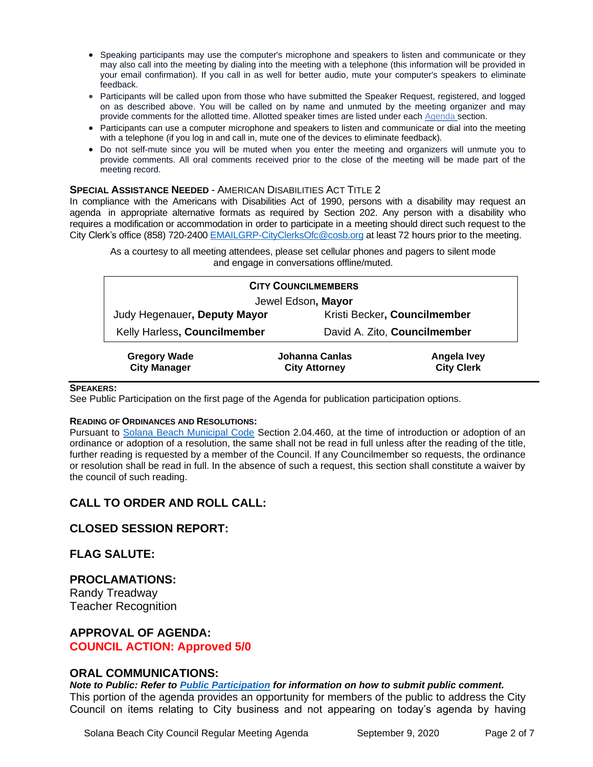- Speaking participants may use the computer's microphone and speakers to listen and communicate or they may also call into the meeting by dialing into the meeting with a telephone (this information will be provided in your email confirmation). If you call in as well for better audio, mute your computer's speakers to eliminate feedback.
- Participants will be called upon from those who have submitted the Speaker Request, registered, and logged on as described above. You will be called on by name and unmuted by the meeting organizer and may provide comments for the allotted time. Allotted speaker times are listed under each Agenda section.
- Participants can use a computer microphone and speakers to listen and communicate or dial into the meeting with a telephone (if you log in and call in, mute one of the devices to eliminate feedback).
- Do not self-mute since you will be muted when you enter the meeting and organizers will unmute you to provide comments. All oral comments received prior to the close of the meeting will be made part of the meeting record.

**SPECIAL ASSISTANCE NEEDED** - AMERICAN DISABILITIES ACT TITLE 2

In compliance with the Americans with Disabilities Act of 1990, persons with a disability may request an agenda in appropriate alternative formats as required by Section 202. Any person with a disability who requires a modification or accommodation in order to participate in a meeting should direct such request to the City Clerk's office (858) 720-2400 EMAILGRP-CityClerksOfc@cosb.org at least 72 hours prior to the meeting.

As a courtesy to all meeting attendees, please set cellular phones and pagers to silent mode and engage in conversations offline/muted.

**CITY COUNCILMEMBERS**

Jewel Edson, **Mayor**

| | |
|---|---|
| Judy Hegenauer, **Deputy Mayor** | Kristi Becker, **Councilmember** |
| Kelly Harless, **Councilmember** | David A. Zito, **Councilmember** |

| **Gregory Wade** | **Johanna Canlas** | **Angela Ivey** |
|---|---|---|
| **City Manager** | **City Attorney** | **City Clerk** |

**SPEAKERS:**

See Public Participation on the first page of the Agenda for publication participation options.

**READING OF ORDINANCES AND RESOLUTIONS:**

Pursuant to Solana Beach Municipal Code Section 2.04.460, at the time of introduction or adoption of an ordinance or adoption of a resolution, the same shall not be read in full unless after the reading of the title, further reading is requested by a member of the Council. If any Councilmember so requests, the ordinance or resolution shall be read in full. In the absence of such a request, this section shall constitute a waiver by the council of such reading.

## CALL TO ORDER AND ROLL CALL:

## CLOSED SESSION REPORT:

## FLAG SALUTE:

## PROCLAMATIONS:

Randy Treadway
Teacher Recognition

## APPROVAL OF AGENDA:

**COUNCIL ACTION: Approved 5/0**

## ORAL COMMUNICATIONS:

***Note to Public: Refer to Public Participation for information on how to submit public comment.***

This portion of the agenda provides an opportunity for members of the public to address the City Council on items relating to City business and not appearing on today's agenda by having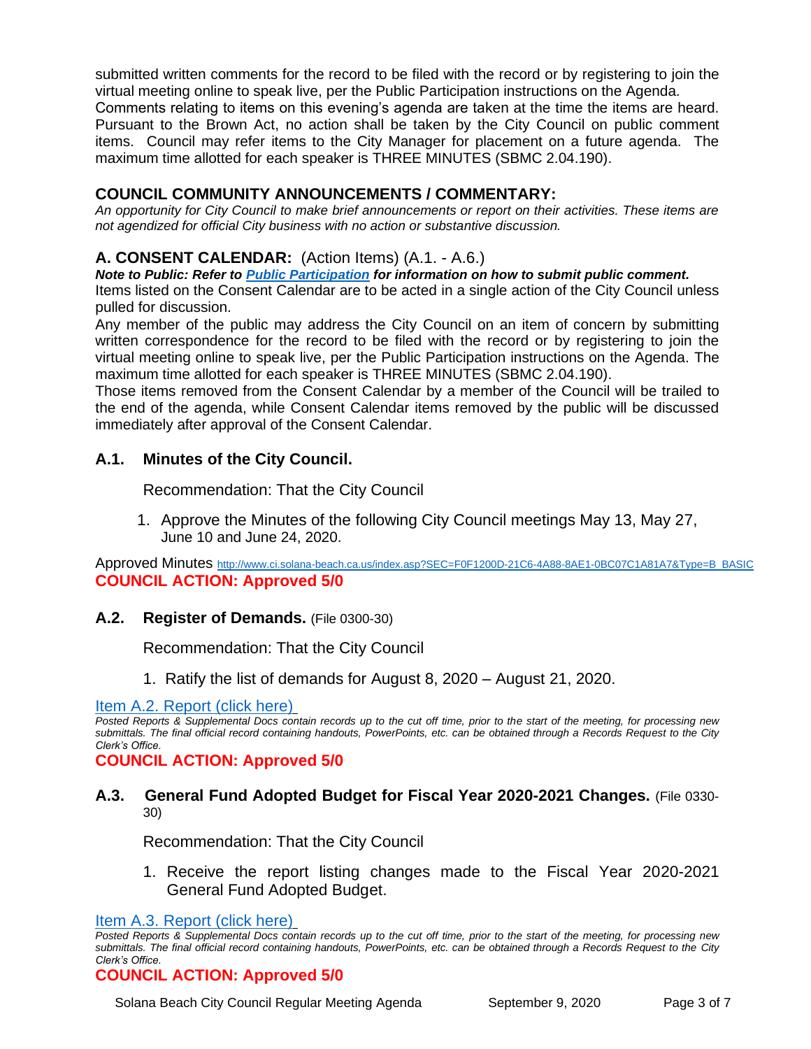submitted written comments for the record to be filed with the record or by registering to join the virtual meeting online to speak live, per the Public Participation instructions on the Agenda. Comments relating to items on this evening's agenda are taken at the time the items are heard. Pursuant to the Brown Act, no action shall be taken by the City Council on public comment items. Council may refer items to the City Manager for placement on a future agenda. The maximum time allotted for each speaker is THREE MINUTES (SBMC 2.04.190).

## COUNCIL COMMUNITY ANNOUNCEMENTS / COMMENTARY:

*An opportunity for City Council to make brief announcements or report on their activities. These items are not agendized for official City business with no action or substantive discussion.*

## A. CONSENT CALENDAR: (Action Items) (A.1. - A.6.)

***Note to Public: Refer to Public Participation for information on how to submit public comment.***

Items listed on the Consent Calendar are to be acted in a single action of the City Council unless pulled for discussion.

Any member of the public may address the City Council on an item of concern by submitting written correspondence for the record to be filed with the record or by registering to join the virtual meeting online to speak live, per the Public Participation instructions on the Agenda. The maximum time allotted for each speaker is THREE MINUTES (SBMC 2.04.190).

Those items removed from the Consent Calendar by a member of the Council will be trailed to the end of the agenda, while Consent Calendar items removed by the public will be discussed immediately after approval of the Consent Calendar.

### A.1. Minutes of the City Council.

Recommendation: That the City Council

1. Approve the Minutes of the following City Council meetings May 13, May 27, June 10 and June 24, 2020.

Approved Minutes http://www.ci.solana-beach.ca.us/index.asp?SEC=F0F1200D-21C6-4A88-8AE1-0BC07C1A81A7&Type=B_BASIC

**COUNCIL ACTION: Approved 5/0**

### A.2. Register of Demands. (File 0300-30)

Recommendation: That the City Council

1. Ratify the list of demands for August 8, 2020 – August 21, 2020.

Item A.2. Report (click here)

*Posted Reports & Supplemental Docs contain records up to the cut off time, prior to the start of the meeting, for processing new submittals. The final official record containing handouts, PowerPoints, etc. can be obtained through a Records Request to the City Clerk's Office.*

**COUNCIL ACTION: Approved 5/0**

### A.3. General Fund Adopted Budget for Fiscal Year 2020-2021 Changes. (File 0330-30)

Recommendation: That the City Council

1. Receive the report listing changes made to the Fiscal Year 2020-2021 General Fund Adopted Budget.

Item A.3. Report (click here)

*Posted Reports & Supplemental Docs contain records up to the cut off time, prior to the start of the meeting, for processing new submittals. The final official record containing handouts, PowerPoints, etc. can be obtained through a Records Request to the City Clerk's Office.*

**COUNCIL ACTION: Approved 5/0**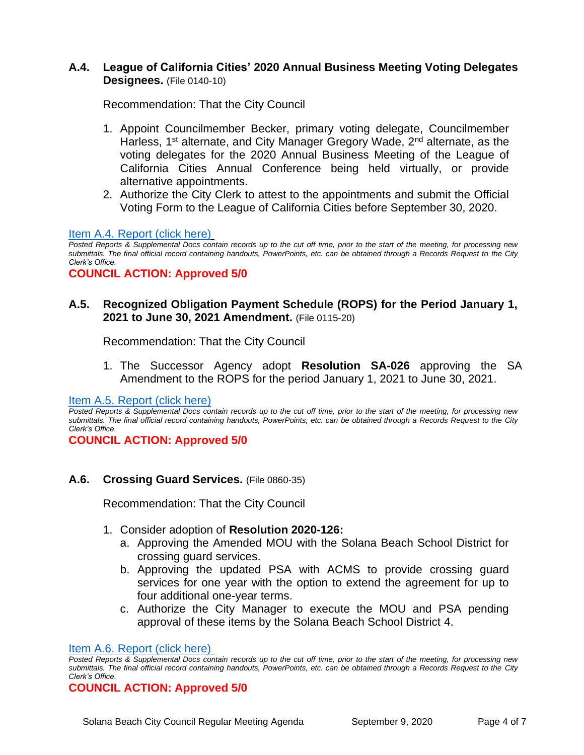### A.4. League of California Cities' 2020 Annual Business Meeting Voting Delegates Designees. (File 0140-10)

Recommendation: That the City Council

1. Appoint Councilmember Becker, primary voting delegate, Councilmember Harless, 1st alternate, and City Manager Gregory Wade, 2nd alternate, as the voting delegates for the 2020 Annual Business Meeting of the League of California Cities Annual Conference being held virtually, or provide alternative appointments.
2. Authorize the City Clerk to attest to the appointments and submit the Official Voting Form to the League of California Cities before September 30, 2020.

Item A.4. Report (click here)

*Posted Reports & Supplemental Docs contain records up to the cut off time, prior to the start of the meeting, for processing new submittals. The final official record containing handouts, PowerPoints, etc. can be obtained through a Records Request to the City Clerk's Office.*

**COUNCIL ACTION: Approved 5/0**

### A.5. Recognized Obligation Payment Schedule (ROPS) for the Period January 1, 2021 to June 30, 2021 Amendment. (File 0115-20)

Recommendation: That the City Council

1. The Successor Agency adopt **Resolution SA-026** approving the SA Amendment to the ROPS for the period January 1, 2021 to June 30, 2021.

Item A.5. Report (click here)

*Posted Reports & Supplemental Docs contain records up to the cut off time, prior to the start of the meeting, for processing new submittals. The final official record containing handouts, PowerPoints, etc. can be obtained through a Records Request to the City Clerk's Office.*

**COUNCIL ACTION: Approved 5/0**

### A.6. Crossing Guard Services. (File 0860-35)

Recommendation: That the City Council

1. Consider adoption of **Resolution 2020-126:**
   a. Approving the Amended MOU with the Solana Beach School District for crossing guard services.
   b. Approving the updated PSA with ACMS to provide crossing guard services for one year with the option to extend the agreement for up to four additional one-year terms.
   c. Authorize the City Manager to execute the MOU and PSA pending approval of these items by the Solana Beach School District 4.

Item A.6. Report (click here)

*Posted Reports & Supplemental Docs contain records up to the cut off time, prior to the start of the meeting, for processing new submittals. The final official record containing handouts, PowerPoints, etc. can be obtained through a Records Request to the City Clerk's Office.*

**COUNCIL ACTION: Approved 5/0**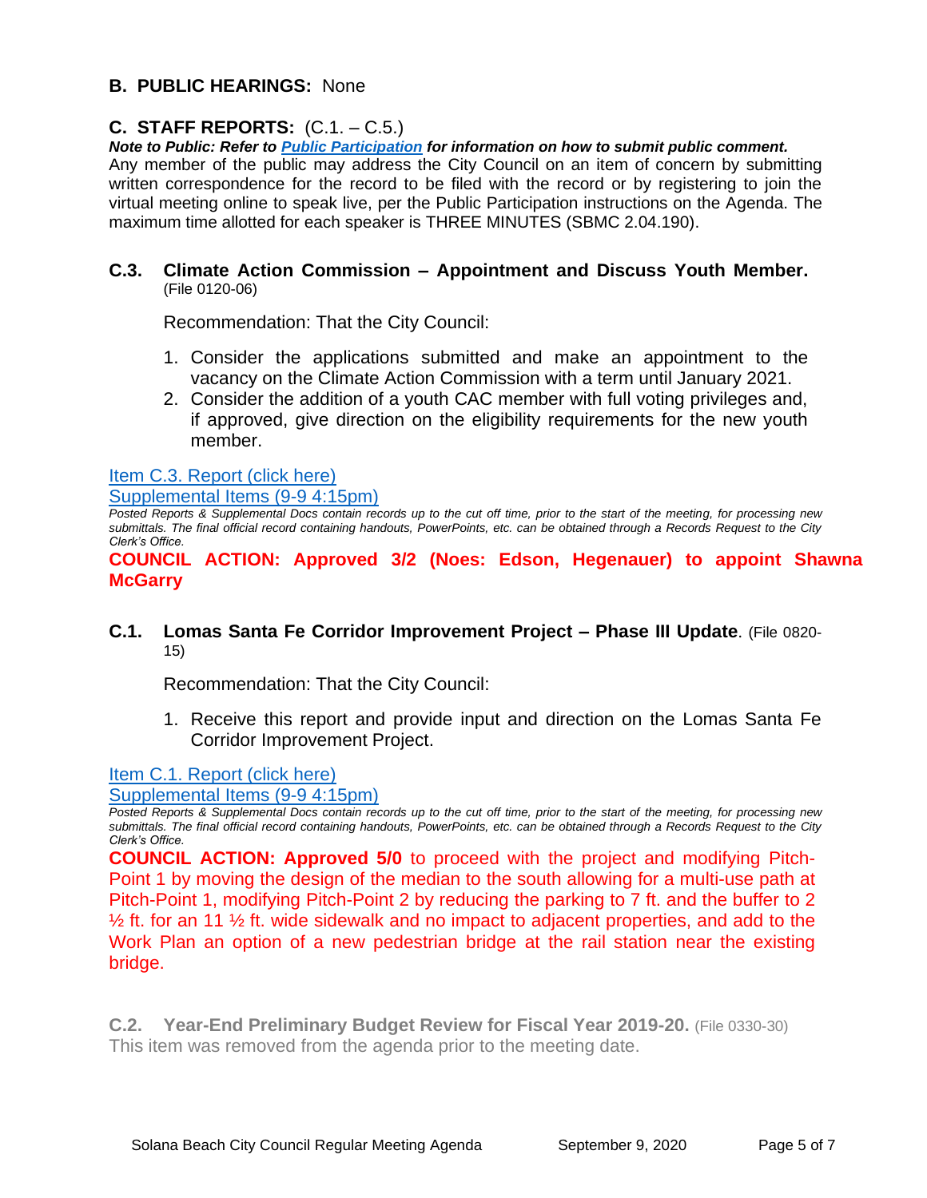## B. PUBLIC HEARINGS: None

## C. STAFF REPORTS: (C.1. – C.5.)

***Note to Public: Refer to [Public Participation](#) for information on how to submit public comment.***
Any member of the public may address the City Council on an item of concern by submitting written correspondence for the record to be filed with the record or by registering to join the virtual meeting online to speak live, per the Public Participation instructions on the Agenda. The maximum time allotted for each speaker is THREE MINUTES (SBMC 2.04.190).

### C.3. Climate Action Commission – Appointment and Discuss Youth Member. (File 0120-06)

Recommendation: That the City Council:

1. Consider the applications submitted and make an appointment to the vacancy on the Climate Action Commission with a term until January 2021.
2. Consider the addition of a youth CAC member with full voting privileges and, if approved, give direction on the eligibility requirements for the new youth member.

[Item C.3. Report (click here)](#)
[Supplemental Items (9-9 4:15pm)](#)

*Posted Reports & Supplemental Docs contain records up to the cut off time, prior to the start of the meeting, for processing new submittals. The final official record containing handouts, PowerPoints, etc. can be obtained through a Records Request to the City Clerk's Office.*

**COUNCIL ACTION: Approved 3/2 (Noes: Edson, Hegenauer) to appoint Shawna McGarry**

### C.1. Lomas Santa Fe Corridor Improvement Project – Phase III Update. (File 0820-15)

Recommendation: That the City Council:

1. Receive this report and provide input and direction on the Lomas Santa Fe Corridor Improvement Project.

[Item C.1. Report (click here)](#)
[Supplemental Items (9-9 4:15pm)](#)

*Posted Reports & Supplemental Docs contain records up to the cut off time, prior to the start of the meeting, for processing new submittals. The final official record containing handouts, PowerPoints, etc. can be obtained through a Records Request to the City Clerk's Office.*

**COUNCIL ACTION: Approved 5/0** to proceed with the project and modifying Pitch-Point 1 by moving the design of the median to the south allowing for a multi-use path at Pitch-Point 1, modifying Pitch-Point 2 by reducing the parking to 7 ft. and the buffer to 2 ½ ft. for an 11 ½ ft. wide sidewalk and no impact to adjacent properties, and add to the Work Plan an option of a new pedestrian bridge at the rail station near the existing bridge.

### C.2. Year-End Preliminary Budget Review for Fiscal Year 2019-20. (File 0330-30)

This item was removed from the agenda prior to the meeting date.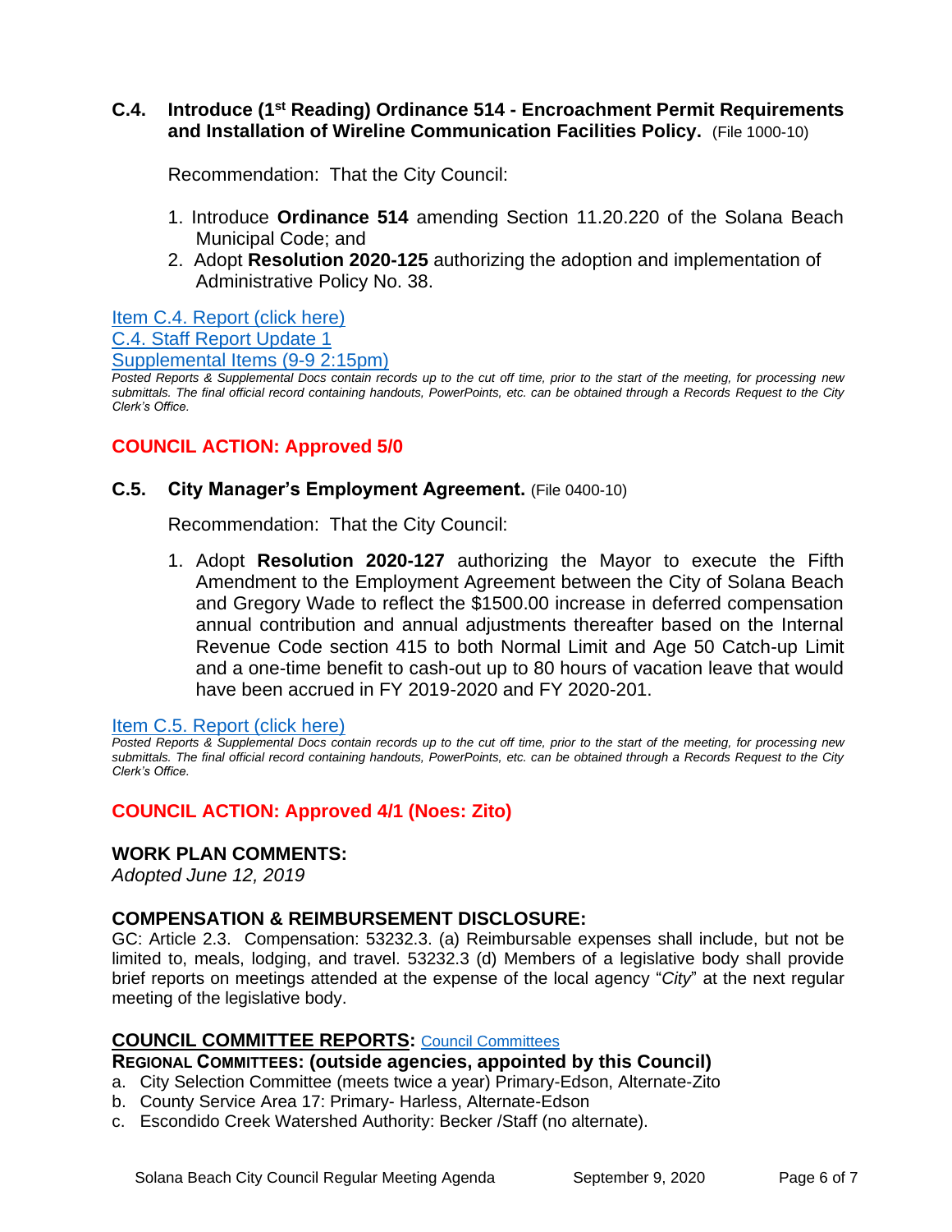### C.4. Introduce (1st Reading) Ordinance 514 - Encroachment Permit Requirements and Installation of Wireline Communication Facilities Policy. (File 1000-10)

Recommendation: That the City Council:

1. Introduce **Ordinance 514** amending Section 11.20.220 of the Solana Beach Municipal Code; and
2. Adopt **Resolution 2020-125** authorizing the adoption and implementation of Administrative Policy No. 38.

Item C.4. Report (click here)
C.4. Staff Report Update 1
Supplemental Items (9-9 2:15pm)

*Posted Reports & Supplemental Docs contain records up to the cut off time, prior to the start of the meeting, for processing new submittals. The final official record containing handouts, PowerPoints, etc. can be obtained through a Records Request to the City Clerk's Office.*

**COUNCIL ACTION: Approved 5/0**

### C.5. City Manager's Employment Agreement. (File 0400-10)

Recommendation: That the City Council:

1. Adopt **Resolution 2020-127** authorizing the Mayor to execute the Fifth Amendment to the Employment Agreement between the City of Solana Beach and Gregory Wade to reflect the $1500.00 increase in deferred compensation annual contribution and annual adjustments thereafter based on the Internal Revenue Code section 415 to both Normal Limit and Age 50 Catch-up Limit and a one-time benefit to cash-out up to 80 hours of vacation leave that would have been accrued in FY 2019-2020 and FY 2020-201.

Item C.5. Report (click here)

*Posted Reports & Supplemental Docs contain records up to the cut off time, prior to the start of the meeting, for processing new submittals. The final official record containing handouts, PowerPoints, etc. can be obtained through a Records Request to the City Clerk's Office.*

**COUNCIL ACTION: Approved 4/1 (Noes: Zito)**

## WORK PLAN COMMENTS:

*Adopted June 12, 2019*

## COMPENSATION & REIMBURSEMENT DISCLOSURE:

GC: Article 2.3. Compensation: 53232.3. (a) Reimbursable expenses shall include, but not be limited to, meals, lodging, and travel. 53232.3 (d) Members of a legislative body shall provide brief reports on meetings attended at the expense of the local agency "*City*" at the next regular meeting of the legislative body.

## COUNCIL COMMITTEE REPORTS: Council Committees

**REGIONAL COMMITTEES: (outside agencies, appointed by this Council)**

a. City Selection Committee (meets twice a year) Primary-Edson, Alternate-Zito
b. County Service Area 17: Primary- Harless, Alternate-Edson
c. Escondido Creek Watershed Authority: Becker /Staff (no alternate).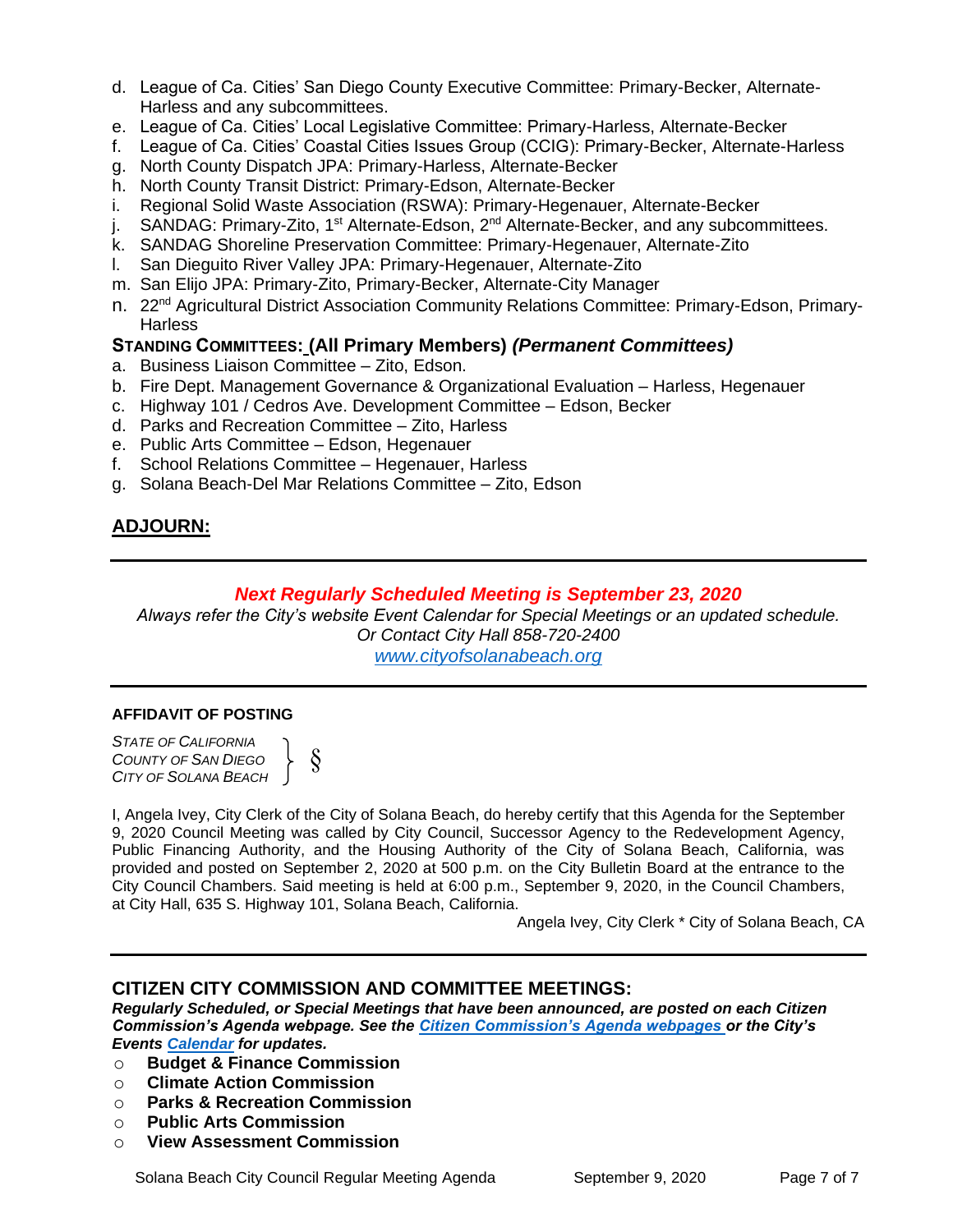d. League of Ca. Cities' San Diego County Executive Committee: Primary-Becker, Alternate-Harless and any subcommittees.
e. League of Ca. Cities' Local Legislative Committee: Primary-Harless, Alternate-Becker
f. League of Ca. Cities' Coastal Cities Issues Group (CCIG): Primary-Becker, Alternate-Harless
g. North County Dispatch JPA: Primary-Harless, Alternate-Becker
h. North County Transit District: Primary-Edson, Alternate-Becker
i. Regional Solid Waste Association (RSWA): Primary-Hegenauer, Alternate-Becker
j. SANDAG: Primary-Zito, 1st Alternate-Edson, 2nd Alternate-Becker, and any subcommittees.
k. SANDAG Shoreline Preservation Committee: Primary-Hegenauer, Alternate-Zito
l. San Dieguito River Valley JPA: Primary-Hegenauer, Alternate-Zito
m. San Elijo JPA: Primary-Zito, Primary-Becker, Alternate-City Manager
n. 22nd Agricultural District Association Community Relations Committee: Primary-Edson, Primary-Harless

**STANDING COMMITTEES: (All Primary Members)** ***(Permanent Committees)***

a. Business Liaison Committee – Zito, Edson.
b. Fire Dept. Management Governance & Organizational Evaluation – Harless, Hegenauer
c. Highway 101 / Cedros Ave. Development Committee – Edson, Becker
d. Parks and Recreation Committee – Zito, Harless
e. Public Arts Committee – Edson, Hegenauer
f. School Relations Committee – Hegenauer, Harless
g. Solana Beach-Del Mar Relations Committee – Zito, Edson

## ADJOURN:

***Next Regularly Scheduled Meeting is September 23, 2020***

*Always refer the City's website Event Calendar for Special Meetings or an updated schedule.*
*Or Contact City Hall 858-720-2400*
*www.cityofsolanabeach.org*

**AFFIDAVIT OF POSTING**

*STATE OF CALIFORNIA*
*COUNTY OF SAN DIEGO* } §
*CITY OF SOLANA BEACH*

I, Angela Ivey, City Clerk of the City of Solana Beach, do hereby certify that this Agenda for the September 9, 2020 Council Meeting was called by City Council, Successor Agency to the Redevelopment Agency, Public Financing Authority, and the Housing Authority of the City of Solana Beach, California, was provided and posted on September 2, 2020 at 500 p.m. on the City Bulletin Board at the entrance to the City Council Chambers. Said meeting is held at 6:00 p.m., September 9, 2020, in the Council Chambers, at City Hall, 635 S. Highway 101, Solana Beach, California.

Angela Ivey, City Clerk * City of Solana Beach, CA

## CITIZEN CITY COMMISSION AND COMMITTEE MEETINGS:

***Regularly Scheduled, or Special Meetings that have been announced, are posted on each Citizen Commission's Agenda webpage. See the Citizen Commission's Agenda webpages or the City's Events Calendar for updates.***

- **Budget & Finance Commission**
- **Climate Action Commission**
- **Parks & Recreation Commission**
- **Public Arts Commission**
- **View Assessment Commission**